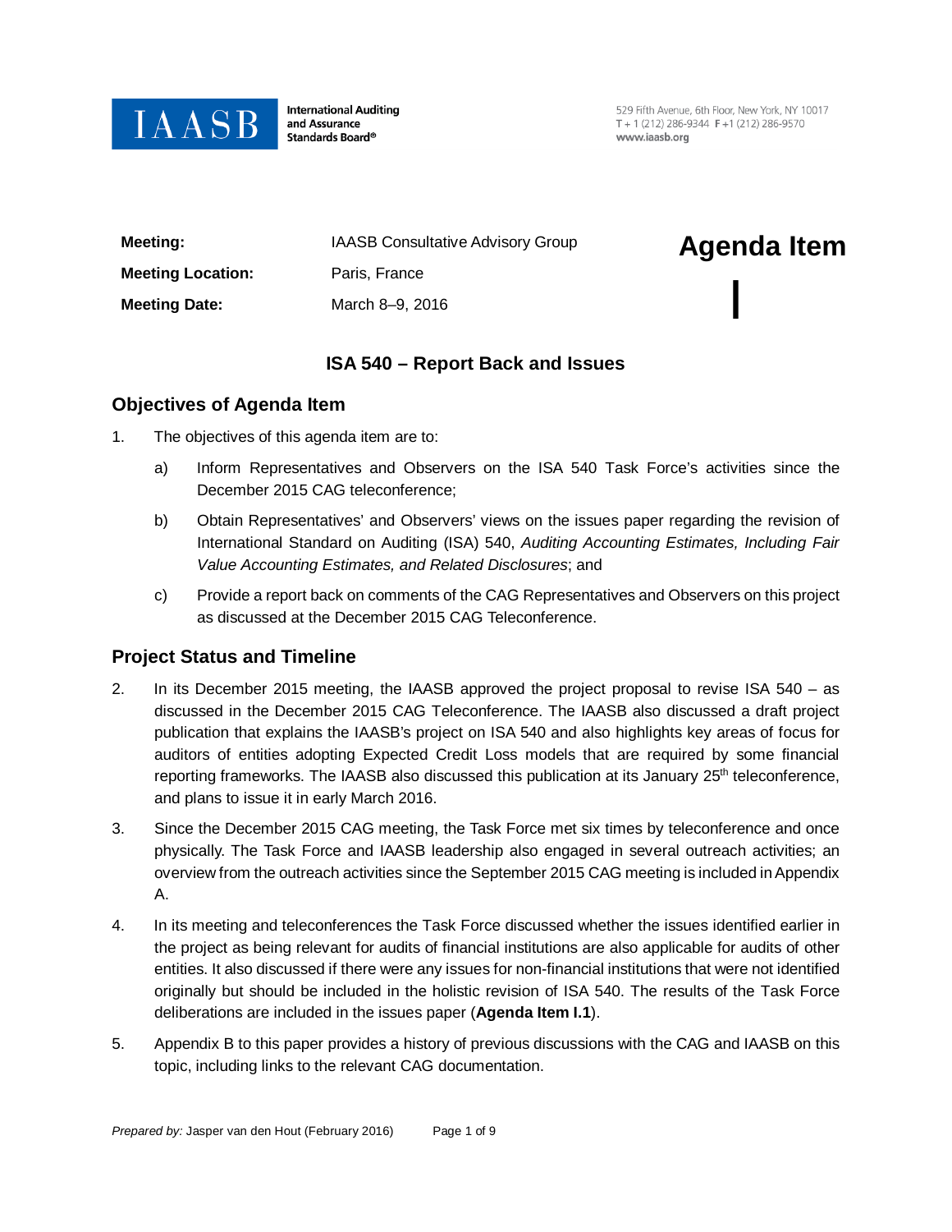IAASB International Auditing and Assurance Standards Board®

529 Fifth Avenue, 6th Floor, New York, NY 10017
T + 1 (212) 286-9344 F +1 (212) 286-9570
www.iaasb.org

| | | |
|---|---|---|
| **Meeting:** | IAASB Consultative Advisory Group | **Agenda Item** |
| **Meeting Location:** | Paris, France | **I** |
| **Meeting Date:** | March 8–9, 2016 | |

## ISA 540 – Report Back and Issues

### Objectives of Agenda Item

1. The objectives of this agenda item are to:

    a) Inform Representatives and Observers on the ISA 540 Task Force's activities since the December 2015 CAG teleconference;

    b) Obtain Representatives' and Observers' views on the issues paper regarding the revision of International Standard on Auditing (ISA) 540, *Auditing Accounting Estimates, Including Fair Value Accounting Estimates, and Related Disclosures*; and

    c) Provide a report back on comments of the CAG Representatives and Observers on this project as discussed at the December 2015 CAG Teleconference.

### Project Status and Timeline

2. In its December 2015 meeting, the IAASB approved the project proposal to revise ISA 540 – as discussed in the December 2015 CAG Teleconference. The IAASB also discussed a draft project publication that explains the IAASB's project on ISA 540 and also highlights key areas of focus for auditors of entities adopting Expected Credit Loss models that are required by some financial reporting frameworks. The IAASB also discussed this publication at its January 25th teleconference, and plans to issue it in early March 2016.

3. Since the December 2015 CAG meeting, the Task Force met six times by teleconference and once physically. The Task Force and IAASB leadership also engaged in several outreach activities; an overview from the outreach activities since the September 2015 CAG meeting is included in Appendix A.

4. In its meeting and teleconferences the Task Force discussed whether the issues identified earlier in the project as being relevant for audits of financial institutions are also applicable for audits of other entities. It also discussed if there were any issues for non-financial institutions that were not identified originally but should be included in the holistic revision of ISA 540. The results of the Task Force deliberations are included in the issues paper (**Agenda Item I.1**).

5. Appendix B to this paper provides a history of previous discussions with the CAG and IAASB on this topic, including links to the relevant CAG documentation.

*Prepared by:* Jasper van den Hout (February 2016)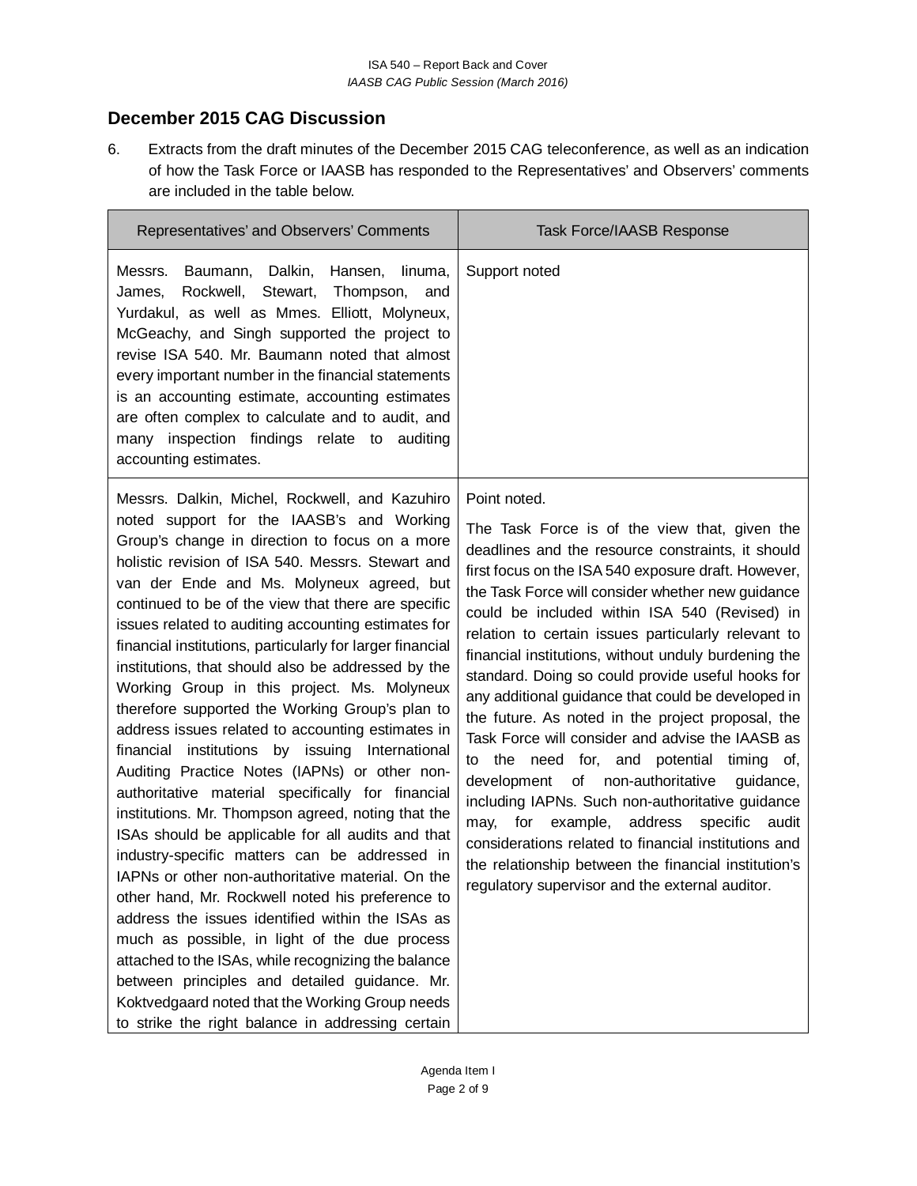## December 2015 CAG Discussion

6. Extracts from the draft minutes of the December 2015 CAG teleconference, as well as an indication of how the Task Force or IAASB has responded to the Representatives' and Observers' comments are included in the table below.

| Representatives' and Observers' Comments | Task Force/IAASB Response |
|---|---|
| Messrs. Baumann, Dalkin, Hansen, Iinuma, James, Rockwell, Stewart, Thompson, and Yurdakul, as well as Mmes. Elliott, Molyneux, McGeachy, and Singh supported the project to revise ISA 540. Mr. Baumann noted that almost every important number in the financial statements is an accounting estimate, accounting estimates are often complex to calculate and to audit, and many inspection findings relate to auditing accounting estimates. | Support noted |
| Messrs. Dalkin, Michel, Rockwell, and Kazuhiro noted support for the IAASB's and Working Group's change in direction to focus on a more holistic revision of ISA 540. Messrs. Stewart and van der Ende and Ms. Molyneux agreed, but continued to be of the view that there are specific issues related to auditing accounting estimates for financial institutions, particularly for larger financial institutions, that should also be addressed by the Working Group in this project. Ms. Molyneux therefore supported the Working Group's plan to address issues related to accounting estimates in financial institutions by issuing International Auditing Practice Notes (IAPNs) or other non-authoritative material specifically for financial institutions. Mr. Thompson agreed, noting that the ISAs should be applicable for all audits and that industry-specific matters can be addressed in IAPNs or other non-authoritative material. On the other hand, Mr. Rockwell noted his preference to address the issues identified within the ISAs as much as possible, in light of the due process attached to the ISAs, while recognizing the balance between principles and detailed guidance. Mr. Koktvedgaard noted that the Working Group needs to strike the right balance in addressing certain | Point noted.<br><br>The Task Force is of the view that, given the deadlines and the resource constraints, it should first focus on the ISA 540 exposure draft. However, the Task Force will consider whether new guidance could be included within ISA 540 (Revised) in relation to certain issues particularly relevant to financial institutions, without unduly burdening the standard. Doing so could provide useful hooks for any additional guidance that could be developed in the future. As noted in the project proposal, the Task Force will consider and advise the IAASB as to the need for, and potential timing of, development of non-authoritative guidance, including IAPNs. Such non-authoritative guidance may, for example, address specific audit considerations related to financial institutions and the relationship between the financial institution's regulatory supervisor and the external auditor. |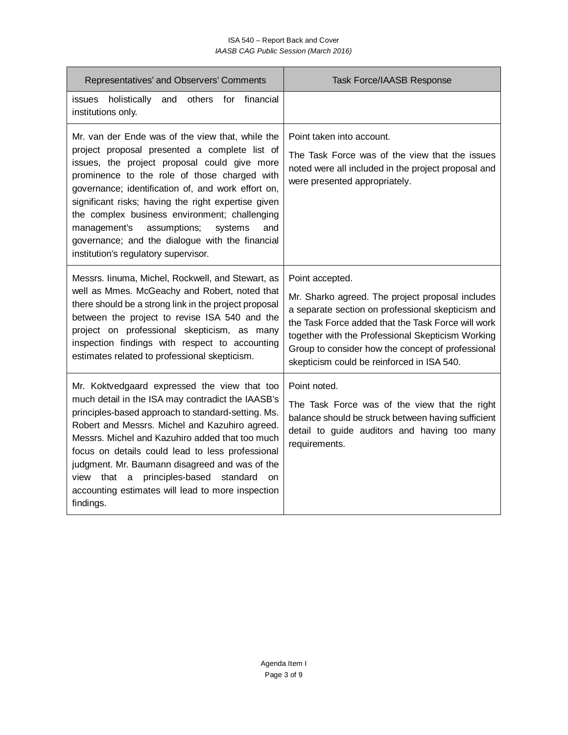| Representatives' and Observers' Comments | Task Force/IAASB Response |
|---|---|
| issues holistically and others for financial institutions only. | |
| Mr. van der Ende was of the view that, while the project proposal presented a complete list of issues, the project proposal could give more prominence to the role of those charged with governance; identification of, and work effort on, significant risks; having the right expertise given the complex business environment; challenging management's assumptions; systems and governance; and the dialogue with the financial institution's regulatory supervisor. | Point taken into account.<br><br>The Task Force was of the view that the issues noted were all included in the project proposal and were presented appropriately. |
| Messrs. Iinuma, Michel, Rockwell, and Stewart, as well as Mmes. McGeachy and Robert, noted that there should be a strong link in the project proposal between the project to revise ISA 540 and the project on professional skepticism, as many inspection findings with respect to accounting estimates related to professional skepticism. | Point accepted.<br><br>Mr. Sharko agreed. The project proposal includes a separate section on professional skepticism and the Task Force added that the Task Force will work together with the Professional Skepticism Working Group to consider how the concept of professional skepticism could be reinforced in ISA 540. |
| Mr. Koktvedgaard expressed the view that too much detail in the ISA may contradict the IAASB's principles-based approach to standard-setting. Ms. Robert and Messrs. Michel and Kazuhiro agreed. Messrs. Michel and Kazuhiro added that too much focus on details could lead to less professional judgment. Mr. Baumann disagreed and was of the view that a principles-based standard on accounting estimates will lead to more inspection findings. | Point noted.<br><br>The Task Force was of the view that the right balance should be struck between having sufficient detail to guide auditors and having too many requirements. |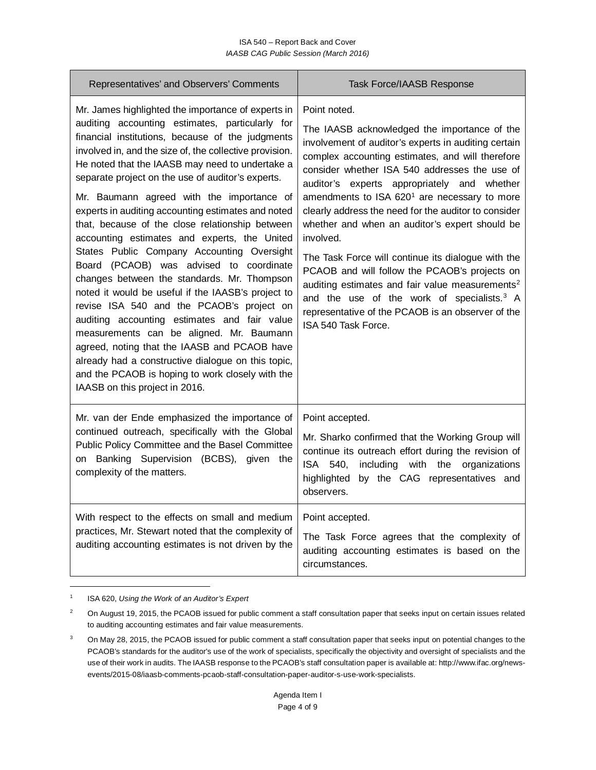| Representatives' and Observers' Comments | Task Force/IAASB Response |
|---|---|
| Mr. James highlighted the importance of experts in auditing accounting estimates, particularly for financial institutions, because of the judgments involved in, and the size of, the collective provision. He noted that the IAASB may need to undertake a separate project on the use of auditor's experts.<br><br>Mr. Baumann agreed with the importance of experts in auditing accounting estimates and noted that, because of the close relationship between accounting estimates and experts, the United States Public Company Accounting Oversight Board (PCAOB) was advised to coordinate changes between the standards. Mr. Thompson noted it would be useful if the IAASB's project to revise ISA 540 and the PCAOB's project on auditing accounting estimates and fair value measurements can be aligned. Mr. Baumann agreed, noting that the IAASB and PCAOB have already had a constructive dialogue on this topic, and the PCAOB is hoping to work closely with the IAASB on this project in 2016. | Point noted.<br><br>The IAASB acknowledged the importance of the involvement of auditor's experts in auditing certain complex accounting estimates, and will therefore consider whether ISA 540 addresses the use of auditor's experts appropriately and whether amendments to ISA 620[1] are necessary to more clearly address the need for the auditor to consider whether and when an auditor's expert should be involved.<br><br>The Task Force will continue its dialogue with the PCAOB and will follow the PCAOB's projects on auditing estimates and fair value measurements[2] and the use of the work of specialists.[3] A representative of the PCAOB is an observer of the ISA 540 Task Force. |
| Mr. van der Ende emphasized the importance of continued outreach, specifically with the Global Public Policy Committee and the Basel Committee on Banking Supervision (BCBS), given the complexity of the matters. | Point accepted.<br><br>Mr. Sharko confirmed that the Working Group will continue its outreach effort during the revision of ISA 540, including with the organizations highlighted by the CAG representatives and observers. |
| With respect to the effects on small and medium practices, Mr. Stewart noted that the complexity of auditing accounting estimates is not driven by the | Point accepted.<br><br>The Task Force agrees that the complexity of auditing accounting estimates is based on the circumstances. |

[1] ISA 620, *Using the Work of an Auditor's Expert*

[2] On August 19, 2015, the PCAOB issued for public comment a staff consultation paper that seeks input on certain issues related to auditing accounting estimates and fair value measurements.

[3] On May 28, 2015, the PCAOB issued for public comment a staff consultation paper that seeks input on potential changes to the PCAOB's standards for the auditor's use of the work of specialists, specifically the objectivity and oversight of specialists and the use of their work in audits. The IAASB response to the PCAOB's staff consultation paper is available at: http://www.ifac.org/news-events/2015-08/iaasb-comments-pcaob-staff-consultation-paper-auditor-s-use-work-specialists.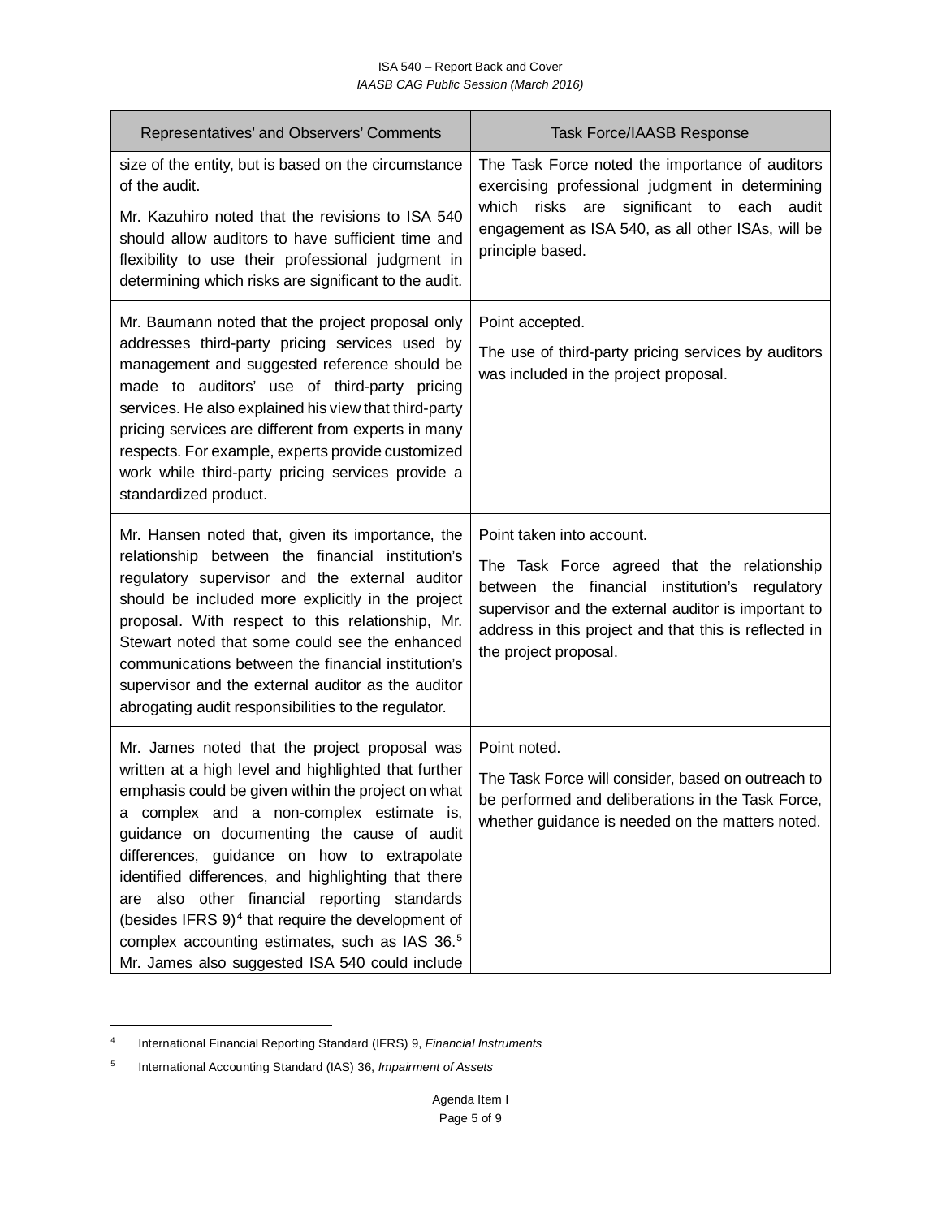| Representatives' and Observers' Comments | Task Force/IAASB Response |
|---|---|
| size of the entity, but is based on the circumstance of the audit.<br><br>Mr. Kazuhiro noted that the revisions to ISA 540 should allow auditors to have sufficient time and flexibility to use their professional judgment in determining which risks are significant to the audit. | The Task Force noted the importance of auditors exercising professional judgment in determining which risks are significant to each audit engagement as ISA 540, as all other ISAs, will be principle based. |
| Mr. Baumann noted that the project proposal only addresses third-party pricing services used by management and suggested reference should be made to auditors' use of third-party pricing services. He also explained his view that third-party pricing services are different from experts in many respects. For example, experts provide customized work while third-party pricing services provide a standardized product. | Point accepted.<br><br>The use of third-party pricing services by auditors was included in the project proposal. |
| Mr. Hansen noted that, given its importance, the relationship between the financial institution's regulatory supervisor and the external auditor should be included more explicitly in the project proposal. With respect to this relationship, Mr. Stewart noted that some could see the enhanced communications between the financial institution's supervisor and the external auditor as the auditor abrogating audit responsibilities to the regulator. | Point taken into account.<br><br>The Task Force agreed that the relationship between the financial institution's regulatory supervisor and the external auditor is important to address in this project and that this is reflected in the project proposal. |
| Mr. James noted that the project proposal was written at a high level and highlighted that further emphasis could be given within the project on what a complex and a non-complex estimate is, guidance on documenting the cause of audit differences, guidance on how to extrapolate identified differences, and highlighting that there are also other financial reporting standards (besides IFRS 9)[4] that require the development of complex accounting estimates, such as IAS 36.[5] Mr. James also suggested ISA 540 could include | Point noted.<br><br>The Task Force will consider, based on outreach to be performed and deliberations in the Task Force, whether guidance is needed on the matters noted. |

[4] International Financial Reporting Standard (IFRS) 9, *Financial Instruments*

[5] International Accounting Standard (IAS) 36, *Impairment of Assets*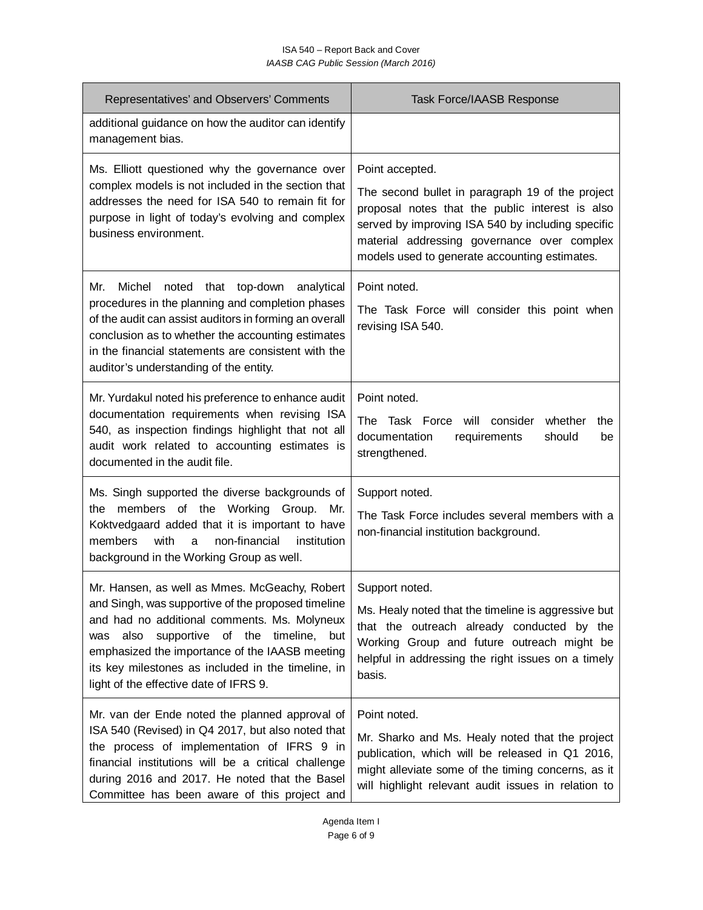| Representatives' and Observers' Comments | Task Force/IAASB Response |
| --- | --- |
| additional guidance on how the auditor can identify management bias. | |
| Ms. Elliott questioned why the governance over complex models is not included in the section that addresses the need for ISA 540 to remain fit for purpose in light of today's evolving and complex business environment. | Point accepted.<br><br>The second bullet in paragraph 19 of the project proposal notes that the public interest is also served by improving ISA 540 by including specific material addressing governance over complex models used to generate accounting estimates. |
| Mr. Michel noted that top-down analytical procedures in the planning and completion phases of the audit can assist auditors in forming an overall conclusion as to whether the accounting estimates in the financial statements are consistent with the auditor's understanding of the entity. | Point noted.<br><br>The Task Force will consider this point when revising ISA 540. |
| Mr. Yurdakul noted his preference to enhance audit documentation requirements when revising ISA 540, as inspection findings highlight that not all audit work related to accounting estimates is documented in the audit file. | Point noted.<br><br>The Task Force will consider whether the documentation requirements should be strengthened. |
| Ms. Singh supported the diverse backgrounds of the members of the Working Group. Mr. Koktvedgaard added that it is important to have members with a non-financial institution background in the Working Group as well. | Support noted.<br><br>The Task Force includes several members with a non-financial institution background. |
| Mr. Hansen, as well as Mmes. McGeachy, Robert and Singh, was supportive of the proposed timeline and had no additional comments. Ms. Molyneux was also supportive of the timeline, but emphasized the importance of the IAASB meeting its key milestones as included in the timeline, in light of the effective date of IFRS 9. | Support noted.<br><br>Ms. Healy noted that the timeline is aggressive but that the outreach already conducted by the Working Group and future outreach might be helpful in addressing the right issues on a timely basis. |
| Mr. van der Ende noted the planned approval of ISA 540 (Revised) in Q4 2017, but also noted that the process of implementation of IFRS 9 in financial institutions will be a critical challenge during 2016 and 2017. He noted that the Basel Committee has been aware of this project and | Point noted.<br><br>Mr. Sharko and Ms. Healy noted that the project publication, which will be released in Q1 2016, might alleviate some of the timing concerns, as it will highlight relevant audit issues in relation to |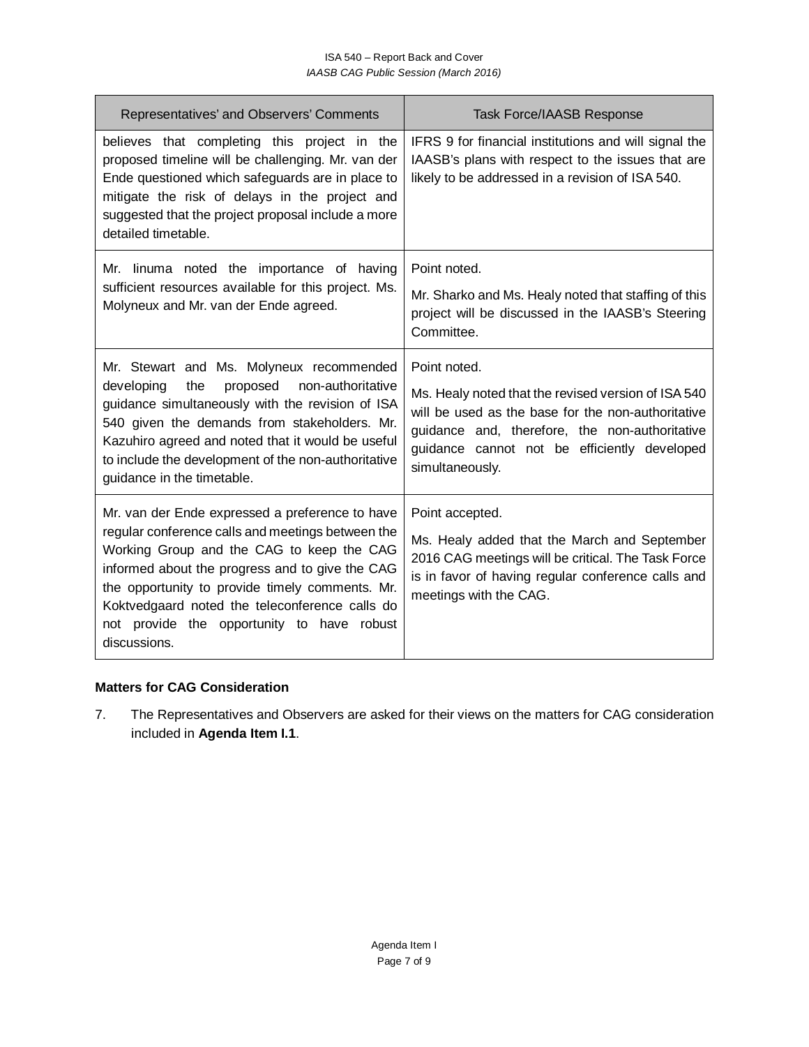| Representatives' and Observers' Comments | Task Force/IAASB Response |
|---|---|
| believes that completing this project in the proposed timeline will be challenging. Mr. van der Ende questioned which safeguards are in place to mitigate the risk of delays in the project and suggested that the project proposal include a more detailed timetable. | IFRS 9 for financial institutions and will signal the IAASB's plans with respect to the issues that are likely to be addressed in a revision of ISA 540. |
| Mr. Iinuma noted the importance of having sufficient resources available for this project. Ms. Molyneux and Mr. van der Ende agreed. | Point noted.<br><br>Mr. Sharko and Ms. Healy noted that staffing of this project will be discussed in the IAASB's Steering Committee. |
| Mr. Stewart and Ms. Molyneux recommended developing the proposed non-authoritative guidance simultaneously with the revision of ISA 540 given the demands from stakeholders. Mr. Kazuhiro agreed and noted that it would be useful to include the development of the non-authoritative guidance in the timetable. | Point noted.<br><br>Ms. Healy noted that the revised version of ISA 540 will be used as the base for the non-authoritative guidance and, therefore, the non-authoritative guidance cannot not be efficiently developed simultaneously. |
| Mr. van der Ende expressed a preference to have regular conference calls and meetings between the Working Group and the CAG to keep the CAG informed about the progress and to give the CAG the opportunity to provide timely comments. Mr. Koktvedgaard noted the teleconference calls do not provide the opportunity to have robust discussions. | Point accepted.<br><br>Ms. Healy added that the March and September 2016 CAG meetings will be critical. The Task Force is in favor of having regular conference calls and meetings with the CAG. |

**Matters for CAG Consideration**

7. The Representatives and Observers are asked for their views on the matters for CAG consideration included in **Agenda Item I.1**.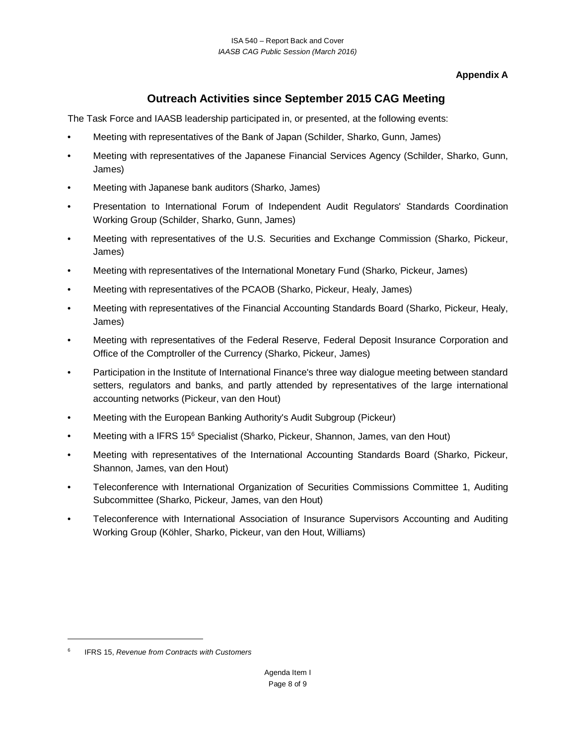**Appendix A**

## Outreach Activities since September 2015 CAG Meeting

The Task Force and IAASB leadership participated in, or presented, at the following events:

- Meeting with representatives of the Bank of Japan (Schilder, Sharko, Gunn, James)
- Meeting with representatives of the Japanese Financial Services Agency (Schilder, Sharko, Gunn, James)
- Meeting with Japanese bank auditors (Sharko, James)
- Presentation to International Forum of Independent Audit Regulators' Standards Coordination Working Group (Schilder, Sharko, Gunn, James)
- Meeting with representatives of the U.S. Securities and Exchange Commission (Sharko, Pickeur, James)
- Meeting with representatives of the International Monetary Fund (Sharko, Pickeur, James)
- Meeting with representatives of the PCAOB (Sharko, Pickeur, Healy, James)
- Meeting with representatives of the Financial Accounting Standards Board (Sharko, Pickeur, Healy, James)
- Meeting with representatives of the Federal Reserve, Federal Deposit Insurance Corporation and Office of the Comptroller of the Currency (Sharko, Pickeur, James)
- Participation in the Institute of International Finance's three way dialogue meeting between standard setters, regulators and banks, and partly attended by representatives of the large international accounting networks (Pickeur, van den Hout)
- Meeting with the European Banking Authority's Audit Subgroup (Pickeur)
- Meeting with a IFRS 15[6] Specialist (Sharko, Pickeur, Shannon, James, van den Hout)
- Meeting with representatives of the International Accounting Standards Board (Sharko, Pickeur, Shannon, James, van den Hout)
- Teleconference with International Organization of Securities Commissions Committee 1, Auditing Subcommittee (Sharko, Pickeur, James, van den Hout)
- Teleconference with International Association of Insurance Supervisors Accounting and Auditing Working Group (Köhler, Sharko, Pickeur, van den Hout, Williams)

---

[6] IFRS 15, *Revenue from Contracts with Customers*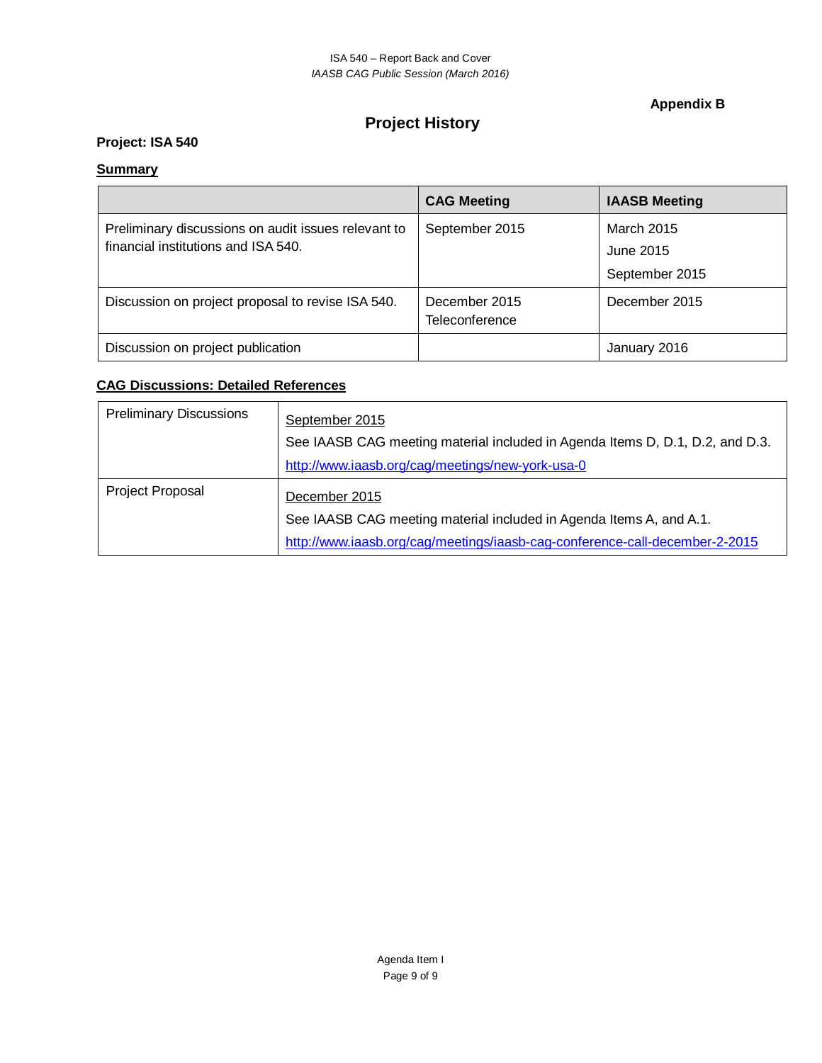**Appendix B**

## Project History

**Project: ISA 540**

**Summary**

| | CAG Meeting | IAASB Meeting |
|---|---|---|
| Preliminary discussions on audit issues relevant to financial institutions and ISA 540. | September 2015 | March 2015<br>June 2015<br>September 2015 |
| Discussion on project proposal to revise ISA 540. | December 2015 Teleconference | December 2015 |
| Discussion on project publication | | January 2016 |

**CAG Discussions: Detailed References**

| | |
|---|---|
| Preliminary Discussions | September 2015<br>See IAASB CAG meeting material included in Agenda Items D, D.1, D.2, and D.3.<br>http://www.iaasb.org/cag/meetings/new-york-usa-0 |
| Project Proposal | December 2015<br>See IAASB CAG meeting material included in Agenda Items A, and A.1.<br>http://www.iaasb.org/cag/meetings/iaasb-cag-conference-call-december-2-2015 |